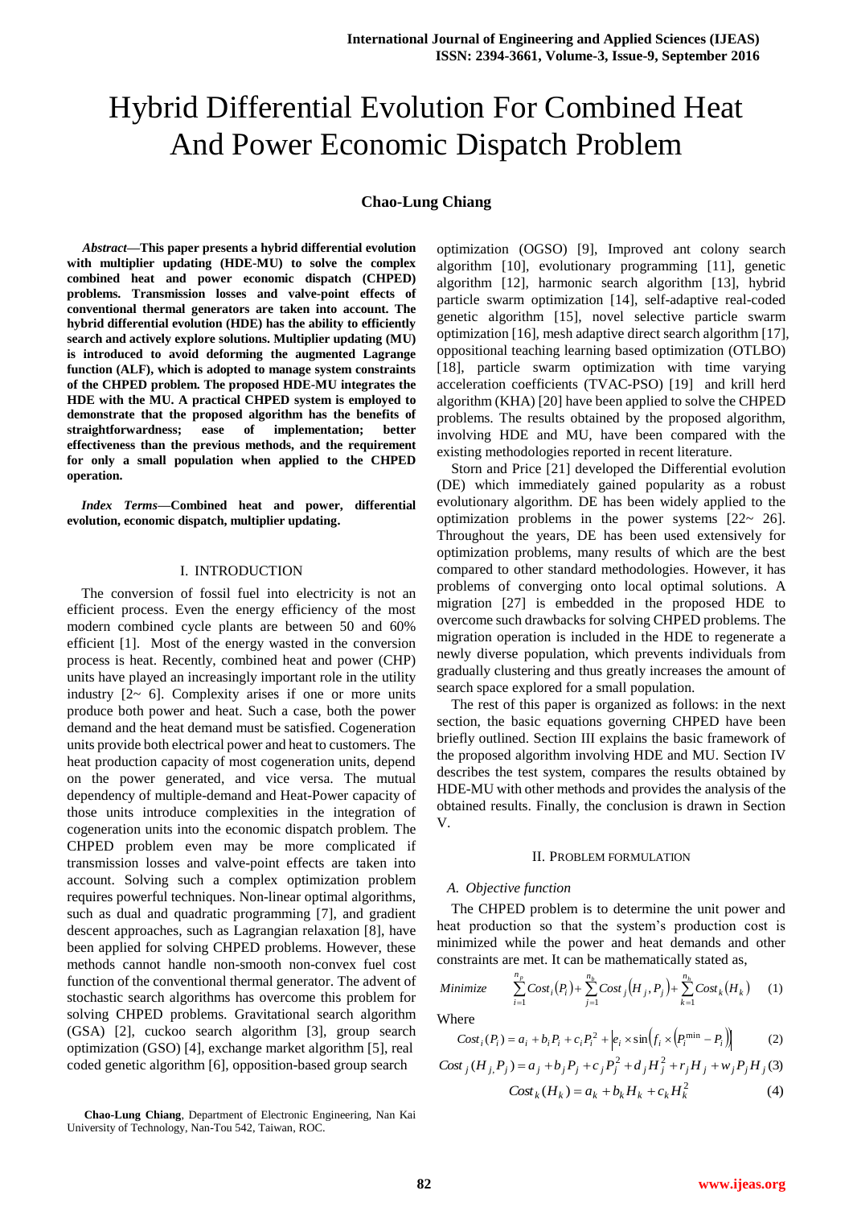# Hybrid Differential Evolution For Combined Heat And Power Economic Dispatch Problem

**Chao-Lung Chiang**

***Abstract*—This paper presents a hybrid differential evolution with multiplier updating (HDE-MU) to solve the complex combined heat and power economic dispatch (CHPED) problems. Transmission losses and valve-point effects of conventional thermal generators are taken into account. The hybrid differential evolution (HDE) has the ability to efficiently search and actively explore solutions. Multiplier updating (MU) is introduced to avoid deforming the augmented Lagrange function (ALF), which is adopted to manage system constraints of the CHPED problem. The proposed HDE-MU integrates the HDE with the MU. A practical CHPED system is employed to demonstrate that the proposed algorithm has the benefits of straightforwardness; ease of implementation; better effectiveness than the previous methods, and the requirement for only a small population when applied to the CHPED operation.**

***Index Terms*—Combined heat and power, differential evolution, economic dispatch, multiplier updating.**

## I. INTRODUCTION

The conversion of fossil fuel into electricity is not an efficient process. Even the energy efficiency of the most modern combined cycle plants are between 50 and 60% efficient [1]. Most of the energy wasted in the conversion process is heat. Recently, combined heat and power (CHP) units have played an increasingly important role in the utility industry [2~ 6]. Complexity arises if one or more units produce both power and heat. Such a case, both the power demand and the heat demand must be satisfied. Cogeneration units provide both electrical power and heat to customers. The heat production capacity of most cogeneration units, depend on the power generated, and vice versa. The mutual dependency of multiple-demand and Heat-Power capacity of those units introduce complexities in the integration of cogeneration units into the economic dispatch problem. The CHPED problem even may be more complicated if transmission losses and valve-point effects are taken into account. Solving such a complex optimization problem requires powerful techniques. Non-linear optimal algorithms, such as dual and quadratic programming [7], and gradient descent approaches, such as Lagrangian relaxation [8], have been applied for solving CHPED problems. However, these methods cannot handle non-smooth non-convex fuel cost function of the conventional thermal generator. The advent of stochastic search algorithms has overcome this problem for solving CHPED problems. Gravitational search algorithm (GSA) [2], cuckoo search algorithm [3], group search optimization (GSO) [4], exchange market algorithm [5], real coded genetic algorithm [6], opposition-based group search optimization (OGSO) [9], Improved ant colony search algorithm [10], evolutionary programming [11], genetic algorithm [12], harmonic search algorithm [13], hybrid particle swarm optimization [14], self-adaptive real-coded genetic algorithm [15], novel selective particle swarm optimization [16], mesh adaptive direct search algorithm [17], oppositional teaching learning based optimization (OTLBO) [18], particle swarm optimization with time varying acceleration coefficients (TVAC-PSO) [19] and krill herd algorithm (KHA) [20] have been applied to solve the CHPED problems. The results obtained by the proposed algorithm, involving HDE and MU, have been compared with the existing methodologies reported in recent literature.

Storn and Price [21] developed the Differential evolution (DE) which immediately gained popularity as a robust evolutionary algorithm. DE has been widely applied to the optimization problems in the power systems [22~ 26]. Throughout the years, DE has been used extensively for optimization problems, many results of which are the best compared to other standard methodologies. However, it has problems of converging onto local optimal solutions. A migration [27] is embedded in the proposed HDE to overcome such drawbacks for solving CHPED problems. The migration operation is included in the HDE to regenerate a newly diverse population, which prevents individuals from gradually clustering and thus greatly increases the amount of search space explored for a small population.

The rest of this paper is organized as follows: in the next section, the basic equations governing CHPED have been briefly outlined. Section III explains the basic framework of the proposed algorithm involving HDE and MU. Section IV describes the test system, compares the results obtained by HDE-MU with other methods and provides the analysis of the obtained results. Finally, the conclusion is drawn in Section V.

## II. PROBLEM FORMULATION

### A. Objective function

The CHPED problem is to determine the unit power and heat production so that the system's production cost is minimized while the power and heat demands and other constraints are met. It can be mathematically stated as,

$$Minimize \quad \sum_{i=1}^{n_p} Cost_i(P_i) + \sum_{j=1}^{n_b} Cost_j(H_j, P_j) + \sum_{k=1}^{n_h} Cost_k(H_k) \quad (1)$$

Where

$$Cost_i(P_i) = a_i + b_i P_i + c_i P_i^2 + \left| e_i \times \sin\left(f_i \times \left(P_i^{\min} - P_i\right)\right)\right| \quad (2)$$

$$Cost_j(H_j, P_j) = a_j + b_j P_j + c_j P_j^2 + d_j H_j^2 + r_j H_j + w_j P_j H_j \quad (3)$$

$$Cost_k(H_k) = a_k + b_k H_k + c_k H_k^2 \quad (4)$$

Chao-Lung Chiang, Department of Electronic Engineering, Nan Kai University of Technology, Nan-Tou 542, Taiwan, ROC.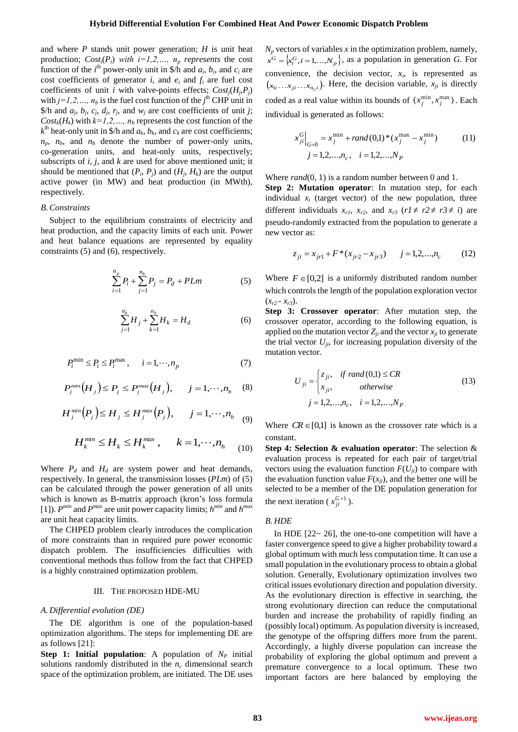and where $P$ stands unit power generation; $H$ is unit heat production; $Cost_i(P_i)$ *with* $i=1,2,\ldots, n_p$ *represents* the cost function of the $i^{th}$ power-only unit in \$/h and $a_i$, $b_i$, and $c_i$ are cost coefficients of generator $i$, and $e_i$ and $f_i$ are fuel cost coefficients of unit $i$ with valve-points effects; $Cost_j(H_j,P_j)$ with $j=1,2,\ldots, n_b$ is the fuel cost function of the $j^{th}$ CHP unit in \$/h and $a_j$, $b_j$, $c_j$, $d_j$, $r_j$, and $w_j$ are cost coefficients of unit $j$; $Cost_k(H_k)$ with $k=1,2,\ldots, n_h$ represents the cost function of the $k^{th}$ heat-only unit in \$/h and $a_k$, $b_k$, and $c_k$ are cost coefficients; $n_p$, $n_b$, and $n_h$ denote the number of power-only units, co-generation units, and heat-only units, respectively; subscripts of $i$, $j$, and $k$ are used for above mentioned unit; it should be mentioned that $(P_i, P_j)$ and $(H_j, H_k)$ are the output active power (in MW) and heat production (in MWth), respectively.

### *B. Constraints*

Subject to the equilibrium constraints of electricity and heat production, and the capacity limits of each unit. Power and heat balance equations are represented by equality constraints (5) and (6), respectively.

$$\sum_{i=1}^{n_p} P_i + \sum_{j=1}^{n_b} P_j = P_d + PLm \tag{5}$$

$$\sum_{j=1}^{n_b} H_j + \sum_{k=1}^{n_k} H_k = H_d \tag{6}$$

$$P_i^{\min} \le P_i \le P_i^{\max}, \quad i = 1,\cdots,n_p \tag{7}$$

$$P_j^{min}\left(H_j\right) \le P_j \le P_j^{max}\left(H_j\right), \quad j = 1,\cdots,n_b \tag{8}$$

$$H_j^{min}\left(P_j\right) \le H_j \le H_j^{max}\left(P_j\right), \quad j = 1,\cdots,n_b \tag{9}$$

$$H_k^{min} \le H_k \le H_k^{max}, \quad k = 1,\cdots,n_h \tag{10}$$

Where $P_d$ and $H_d$ are system power and heat demands, respectively. In general, the transmission losses ($PLm$) of (5) can be calculated through the power generation of all units which is known as B-matrix approach (kron's loss formula [1]). $P^{min}$ and $P^{max}$ are unit power capacity limits; $h^{min}$ and $h^{max}$ are unit heat capacity limits.

The CHPED problem clearly introduces the complication of more constraints than in required pure power economic dispatch problem. The insufficiencies difficulties with conventional methods thus follow from the fact that CHPED is a highly constrained optimization problem.

## III. The Proposed HDE-MU

### *A. Differential evolution (DE)*

The DE algorithm is one of the population-based optimization algorithms. The steps for implementing DE are as follows [21]:

**Step 1: Initial population**: A population of $N_P$ initial solutions randomly distributed in the $n_c$ dimensional search space of the optimization problem, are initiated. The DE uses $N_p$ vectors of variables $x$ in the optimization problem, namely, $x^G = \{x_i^G, i = 1,\ldots,N_p\}$, as a population in generation $G$. For convenience, the decision vector, $x_i$, is represented as $(x_{1i}\ldots x_{ji}\ldots x_{n_c i})$. Here, the decision variable, $x_{ji}$ is directly coded as a real value within its bounds of $(x_j^{\min}, x_j^{\max})$. Each individual is generated as follows:

$$x_{ji}^G\Big|_{G=0} = x_j^{\min} + rand(0,1)*(x_j^{\max} - x_j^{\min}) \tag{11}$$
$$j = 1,2,\ldots,n_c, \quad i = 1,2,\ldots,N_P$$

Where $rand(0, 1)$ is a random number between 0 and 1.

**Step 2: Mutation operator**: In mutation step, for each individual $x_i$ (target vector) of the new population, three different individuals $x_{r1}$, $x_{r2}$, and $x_{r3}$ ($r1 \neq r2 \neq r3 \neq i$) are pseudo-randomly extracted from the population to generate a new vector as:

$$z_{ji} = x_{jr1} + F*(x_{jr2} - x_{jr3}) \quad j = 1,2,\ldots,n_c \tag{12}$$

Where $F \in [0,2]$ is a uniformly distributed random number which controls the length of the population exploration vector ($x_{r2}$ - $x_{r3}$).

**Step 3: Crossover operator**: After mutation step, the crossover operator, according to the following equation, is applied on the mutation vector $Z_{ji}$ and the vector $x_{ji}$ to generate the trial vector $U_{ji}$, for increasing population diversity of the mutation vector.

$$U_{ji} = \begin{cases} z_{ji}, & if\ rand(0,1) \le CR \\ x_{ji}, & otherwise \end{cases} \tag{13}$$
$$j = 1,2,\ldots,n_c, \quad i = 1,2,\ldots,N_P$$

Where $CR \in [0,1]$ is known as the crossover rate which is a constant.

**Step 4: Selection & evaluation operator**: The selection & evaluation process is repeated for each pair of target/trial vectors using the evaluation function $F(U_{ji})$ to compare with the evaluation function value $F(x_{ji})$, and the better one will be selected to be a member of the DE population generation for the next iteration ($x_{ji}^{G+1}$).

### *B. HDE*

In HDE [22~ 26], the one-to-one competition will have a faster convergence speed to give a higher probability toward a global optimum with much less computation time. It can use a small population in the evolutionary process to obtain a global solution. Generally, Evolutionary optimization involves two critical issues evolutionary direction and population diversity. As the evolutionary direction is effective in searching, the strong evolutionary direction can reduce the computational burden and increase the probability of rapidly finding an (possibly local) optimum. As population diversity is increased, the genotype of the offspring differs more from the parent. Accordingly, a highly diverse population can increase the probability of exploring the global optimum and prevent a premature convergence to a local optimum. These two important factors are here balanced by employing the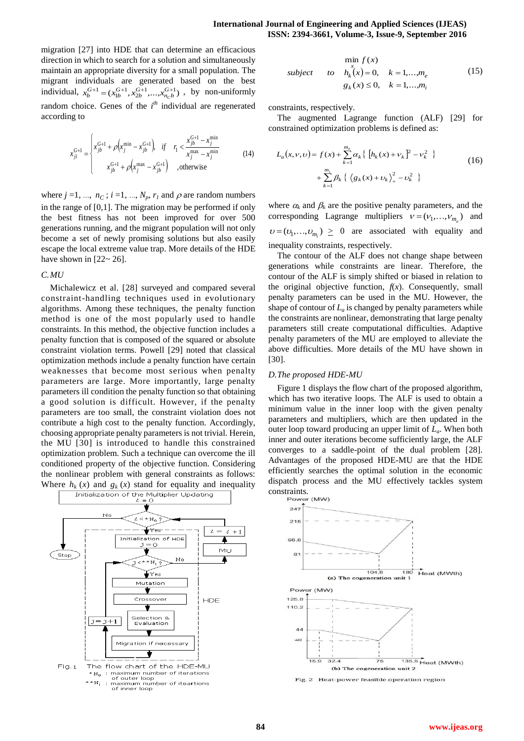migration [27] into HDE that can determine an efficacious direction in which to search for a solution and simultaneously maintain an appropriate diversity for a small population. The migrant individuals are generated based on the best individual, $x_b^{G+1} = (x_{1b}^{G+1}, x_{2b}^{G+1}, \ldots, x_{n_C b}^{G+1})$, by non-uniformly random choice. Genes of the $i^{th}$ individual are regenerated according to

$$x_{ji}^{G+1} = \begin{cases} x_{jb}^{G+1} + \rho\left(x_j^{\min} - x_{jb}^{G+1}\right), & \text{if} \quad r_1 < \dfrac{x_{jb}^{G+1} - x_j^{\min}}{x_j^{\max} - x_j^{\min}} \\ x_{jb}^{G+1} + \rho\left(x_j^{\max} - x_{jb}^{G+1}\right) & \text{,otherwise} \end{cases} \tag{14}$$

where $j = 1, \ldots, n_C$; $i = 1, \ldots, N_p$, $r_1$ and $\rho$ are random numbers in the range of [0,1]. The migration may be performed if only the best fitness has not been improved for over 500 generations running, and the migrant population will not only become a set of newly promising solutions but also easily escape the local extreme value trap. More details of the HDE have shown in [22~ 26].

### C. MU

Michalewicz et al. [28] surveyed and compared several constraint-handling techniques used in evolutionary algorithms. Among these techniques, the penalty function method is one of the most popularly used to handle constraints. In this method, the objective function includes a penalty function that is composed of the squared or absolute constraint violation terms. Powell [29] noted that classical optimization methods include a penalty function have certain weaknesses that become most serious when penalty parameters are large. More importantly, large penalty parameters ill condition the penalty function so that obtaining a good solution is difficult. However, if the penalty parameters are too small, the constraint violation does not contribute a high cost to the penalty function. Accordingly, choosing appropriate penalty parameters is not trivial. Herein, the MU [30] is introduced to handle this constrained optimization problem. Such a technique can overcome the ill conditioned property of the objective function. Considering the nonlinear problem with general constraints as follows: Where $h_k(x)$ and $g_k(x)$ stand for equality and inequality constraints, respectively.

$$\begin{aligned} & \min_x f(x) \\ \text{subject} \quad \text{to} \quad & h_k(x) = 0, \quad k = 1, \ldots, m_e \\ & g_k(x) \leq 0, \quad k = 1, \ldots, m_i \end{aligned} \tag{15}$$

The augmented Lagrange function (ALF) [29] for constrained optimization problems is defined as:

$$\begin{aligned} L_a(x, \nu, \upsilon) = f(x) + \sum_{k=1}^{m_e} \alpha_k \left\{ \left[h_k(x) + \nu_k\right]^2 - \nu_k^2 \right\} \\ + \sum_{k=1}^{m_i} \beta_k \left\{ \left\langle g_k(x) + \upsilon_k \right\rangle_+^2 - \upsilon_k^2 \right\} \end{aligned} \tag{16}$$

where $\alpha_k$ and $\beta_k$ are the positive penalty parameters, and the corresponding Lagrange multipliers $\nu = (\nu_1, \ldots, \nu_{m_e})$ and $\upsilon = (\upsilon_1, \ldots, \upsilon_{m_i}) \geq 0$ are associated with equality and inequality constraints, respectively.

The contour of the ALF does not change shape between generations while constraints are linear. Therefore, the contour of the ALF is simply shifted or biased in relation to the original objective function, $f(x)$. Consequently, small penalty parameters can be used in the MU. However, the shape of contour of $L_a$ is changed by penalty parameters while the constraints are nonlinear, demonstrating that large penalty parameters still create computational difficulties. Adaptive penalty parameters of the MU are employed to alleviate the above difficulties. More details of the MU have shown in [30].

### D. The proposed HDE-MU

Figure 1 displays the flow chart of the proposed algorithm, which has two iterative loops. The ALF is used to obtain a minimum value in the inner loop with the given penalty parameters and multipliers, which are then updated in the outer loop toward producing an upper limit of $L_a$. When both inner and outer iterations become sufficiently large, the ALF converges to a saddle-point of the dual problem [28]. Advantages of the proposed HDE-MU are that the HDE efficiently searches the optimal solution in the economic dispatch process and the MU effectively tackles system constraints.

Fig. 1 The flow chart of the HDE-MU
\* $N_o$ : maximum number of iterations of outer loop
\*\* $N_i$ : maximum number of iteartions of inner loop

Fig. 2 Heat-power feasible operation region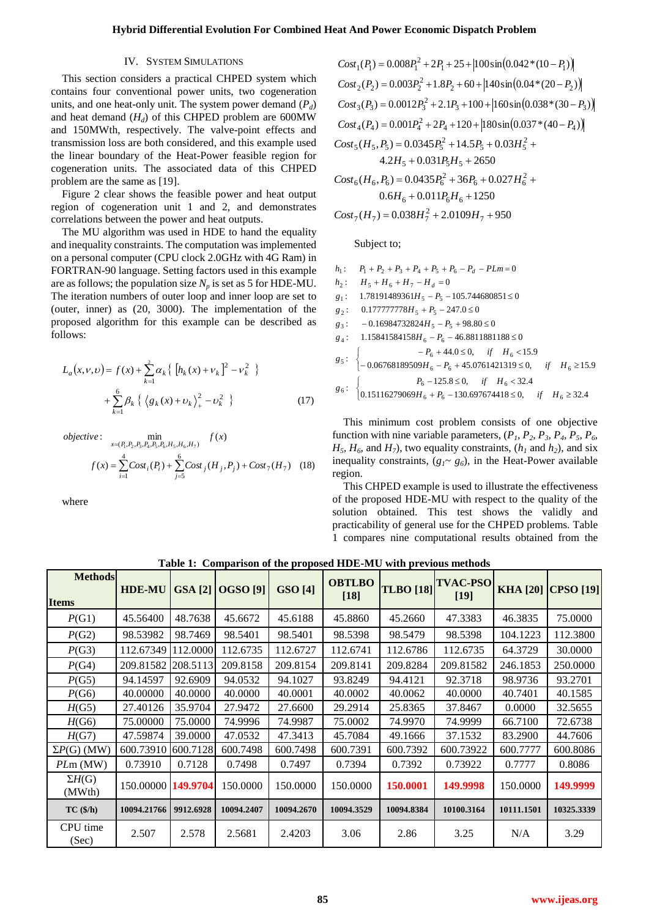## IV. System Simulations

This section considers a practical CHPED system which contains four conventional power units, two cogeneration units, and one heat-only unit. The system power demand ($P_d$) and heat demand ($H_d$) of this CHPED problem are 600MW and 150MWth, respectively. The valve-point effects and transmission loss are both considered, and this example used the linear boundary of the Heat-Power feasible region for cogeneration units. The associated data of this CHPED problem are the same as [19].

Figure 2 clear shows the feasible power and heat output region of cogeneration unit 1 and 2, and demonstrates correlations between the power and heat outputs.

The MU algorithm was used in HDE to hand the equality and inequality constraints. The computation was implemented on a personal computer (CPU clock 2.0GHz with 4G Ram) in FORTRAN-90 language. Setting factors used in this example are as follows; the population size $N_p$ is set as 5 for HDE-MU. The iteration numbers of outer loop and inner loop are set to (outer, inner) as (20, 3000). The implementation of the proposed algorithm for this example can be described as follows:

$$L_a(x,\nu,\upsilon) = f(x) + \sum_{k=1}^{2} \alpha_k \left\{ \left[ h_k(x) + \nu_k \right]^2 - \nu_k^2 \right\} + \sum_{k=1}^{6} \beta_k \left\{ \left\langle g_k(x) + \upsilon_k \right\rangle_+^2 - \upsilon_k^2 \right\} \tag{17}$$

$$objective: \min_{x=(P_1,P_2,P_3,P_4,P_5,P_6,H_5,H_6,H_7)} f(x)$$

$$f(x) = \sum_{i=1}^{4} Cost_i(P_i) + \sum_{j=5}^{6} Cost_j(H_j,P_j) + Cost_7(H_7) \tag{18}$$

where

$$Cost_1(P_1) = 0.008P_1^2 + 2P_1 + 25 + \left|100\sin\left(0.042*(10-P_1)\right)\right|$$

$$Cost_2(P_2) = 0.003P_2^2 + 1.8P_2 + 60 + \left|140\sin\left(0.04*(20-P_2)\right)\right|$$

$$Cost_3(P_3) = 0.0012P_3^2 + 2.1P_3 + 100 + \left|160\sin\left(0.038*(30-P_3)\right)\right|$$

$$Cost_4(P_4) = 0.001P_4^2 + 2P_4 + 120 + \left|180\sin\left(0.037*(40-P_4)\right)\right|$$

$$Cost_5(H_5,P_5) = 0.0345P_5^2 + 14.5P_5 + 0.03H_5^2 + 4.2H_5 + 0.031P_5H_5 + 2650$$

$$Cost_6(H_6,P_6) = 0.0435P_6^2 + 36P_6 + 0.027H_6^2 + 0.6H_6 + 0.011P_6H_6 + 1250$$

$$Cost_7(H_7) = 0.038H_7^2 + 2.0109H_7 + 950$$

Subject to;

$$h_1: \quad P_1 + P_2 + P_3 + P_4 + P_5 + P_6 - P_d - PLm = 0$$

$$h_2: \quad H_5 + H_6 + H_7 - H_d = 0$$

$$g_1: \quad 1.78191489361H_5 - P_5 - 105.744680851 \le 0$$

$$g_2: \quad 0.177777778H_5 + P_5 - 247.0 \le 0$$

$$g_3: \quad -0.16984732824H_5 - P_5 + 98.80 \le 0$$

$$g_4: \quad 1.15841584158H_6 - P_6 - 46.8811881188 \le 0$$

$$g_5: \begin{cases} -P_6 + 44.0 \le 0, & \text{if} \quad H_6 < 15.9 \\ -0.06768189509H_6 - P_6 + 45.0761421319 \le 0, & \text{if} \quad H_6 \ge 15.9 \end{cases}$$

$$g_6: \begin{cases} P_6 - 125.8 \le 0, & \text{if} \quad H_6 < 32.4 \\ 0.15116279069H_6 + P_6 - 130.697674418 \le 0, & \text{if} \quad H_6 \ge 32.4 \end{cases}$$

This minimum cost problem consists of one objective function with nine variable parameters, ($P_1$, $P_2$, $P_3$, $P_4$, $P_5$, $P_6$, $H_5$, $H_6$, and $H_7$), two equality constraints, ($h_1$ and $h_2$), and six inequality constraints, ($g_1$~ $g_6$), in the Heat-Power available region.

This CHPED example is used to illustrate the effectiveness of the proposed HDE-MU with respect to the quality of the solution obtained. This test shows the validly and practicability of general use for the CHPED problems. Table 1 compares nine computational results obtained from the

**Table 1: Comparison of the proposed HDE-MU with previous methods**

| Methods / Items | HDE-MU | GSA [2] | OGSO [9] | GSO [4] | OBTLBO [18] | TLBO [18] | TVAC-PSO [19] | KHA [20] | CPSO [19] |
|---|---|---|---|---|---|---|---|---|---|
| $P$(G1) | 45.56400 | 48.7638 | 45.6672 | 45.6188 | 45.8860 | 45.2660 | 47.3383 | 46.3835 | 75.0000 |
| $P$(G2) | 98.53982 | 98.7469 | 98.5401 | 98.5401 | 98.5398 | 98.5479 | 98.5398 | 104.1223 | 112.3800 |
| $P$(G3) | 112.67349 | 112.0000 | 112.6735 | 112.6727 | 112.6741 | 112.6786 | 112.6735 | 64.3729 | 30.0000 |
| $P$(G4) | 209.81582 | 208.5113 | 209.8158 | 209.8154 | 209.8141 | 209.8284 | 209.81582 | 246.1853 | 250.0000 |
| $P$(G5) | 94.14597 | 92.6909 | 94.0532 | 94.1027 | 93.8249 | 94.4121 | 92.3718 | 98.9736 | 93.2701 |
| $P$(G6) | 40.00000 | 40.0000 | 40.0000 | 40.0001 | 40.0002 | 40.0062 | 40.0000 | 40.7401 | 40.1585 |
| $H$(G5) | 27.40126 | 35.9704 | 27.9472 | 27.6600 | 29.2914 | 25.8365 | 37.8467 | 0.0000 | 32.5655 |
| $H$(G6) | 75.00000 | 75.0000 | 74.9996 | 74.9987 | 75.0002 | 74.9970 | 74.9999 | 66.7100 | 72.6738 |
| $H$(G7) | 47.59874 | 39.0000 | 47.0532 | 47.3413 | 45.7084 | 49.1666 | 37.1532 | 83.2900 | 44.7606 |
| Σ$P$(G) (MW) | 600.73910 | 600.7128 | 600.7498 | 600.7498 | 600.7391 | 600.7392 | 600.73922 | 600.7777 | 600.8086 |
| $PL$m (MW) | 0.73910 | 0.7128 | 0.7498 | 0.7497 | 0.7394 | 0.7392 | 0.73922 | 0.7777 | 0.8086 |
| Σ$H$(G) (MWth) | 150.00000 | **149.9704** | 150.0000 | 150.0000 | 150.0000 | **150.0001** | **149.9998** | 150.0000 | **149.9999** |
| **TC ($/h)** | **10094.21766** | **9912.6928** | **10094.2407** | **10094.2670** | **10094.3529** | **10094.8384** | **10100.3164** | **10111.1501** | **10325.3339** |
| CPU time (Sec) | 2.507 | 2.578 | 2.5681 | 2.4203 | 3.06 | 2.86 | 3.25 | N/A | 3.29 |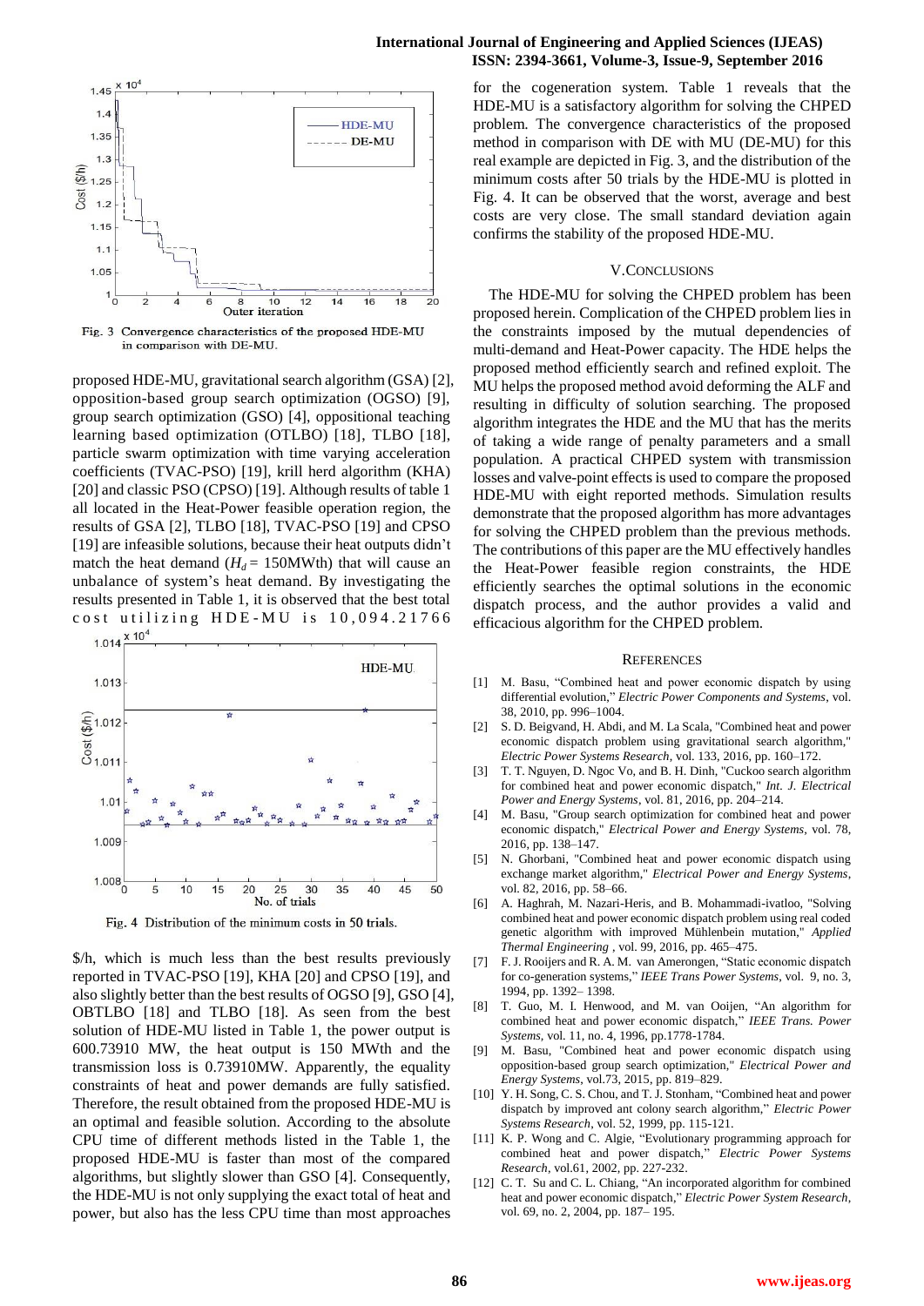Fig. 3 Convergence characteristics of the proposed HDE-MU in comparison with DE-MU.

proposed HDE-MU, gravitational search algorithm (GSA) [2], opposition-based group search optimization (OGSO) [9], group search optimization (GSO) [4], oppositional teaching learning based optimization (OTLBO) [18], TLBO [18], particle swarm optimization with time varying acceleration coefficients (TVAC-PSO) [19], krill herd algorithm (KHA) [20] and classic PSO (CPSO) [19]. Although results of table 1 all located in the Heat-Power feasible operation region, the results of GSA [2], TLBO [18], TVAC-PSO [19] and CPSO [19] are infeasible solutions, because their heat outputs didn't match the heat demand ($H_d$ = 150MWth) that will cause an unbalance of system's heat demand. By investigating the results presented in Table 1, it is observed that the best total cost utilizing HDE-MU is 10,094.21766 $/h, which is much less than the best results previously reported in TVAC-PSO [19], KHA [20] and CPSO [19], and also slightly better than the best results of OGSO [9], GSO [4], OBTLBO [18] and TLBO [18]. As seen from the best solution of HDE-MU listed in Table 1, the power output is 600.73910 MW, the heat output is 150 MWth and the transmission loss is 0.73910MW. Apparently, the equality constraints of heat and power demands are fully satisfied. Therefore, the result obtained from the proposed HDE-MU is an optimal and feasible solution. According to the absolute CPU time of different methods listed in the Table 1, the proposed HDE-MU is faster than most of the compared algorithms, but slightly slower than GSO [4]. Consequently, the HDE-MU is not only supplying the exact total of heat and power, but also has the less CPU time than most approaches

Fig. 4 Distribution of the minimum costs in 50 trials.

for the cogeneration system. Table 1 reveals that the HDE-MU is a satisfactory algorithm for solving the CHPED problem. The convergence characteristics of the proposed method in comparison with DE with MU (DE-MU) for this real example are depicted in Fig. 3, and the distribution of the minimum costs after 50 trials by the HDE-MU is plotted in Fig. 4. It can be observed that the worst, average and best costs are very close. The small standard deviation again confirms the stability of the proposed HDE-MU.

## V. Conclusions

The HDE-MU for solving the CHPED problem has been proposed herein. Complication of the CHPED problem lies in the constraints imposed by the mutual dependencies of multi-demand and Heat-Power capacity. The HDE helps the proposed method efficiently search and refined exploit. The MU helps the proposed method avoid deforming the ALF and resulting in difficulty of solution searching. The proposed algorithm integrates the HDE and the MU that has the merits of taking a wide range of penalty parameters and a small population. A practical CHPED system with transmission losses and valve-point effects is used to compare the proposed HDE-MU with eight reported methods. Simulation results demonstrate that the proposed algorithm has more advantages for solving the CHPED problem than the previous methods. The contributions of this paper are the MU effectively handles the Heat-Power feasible region constraints, the HDE efficiently searches the optimal solutions in the economic dispatch process, and the author provides a valid and efficacious algorithm for the CHPED problem.

## References

[1] M. Basu, "Combined heat and power economic dispatch by using differential evolution," *Electric Power Components and Systems*, vol. 38, 2010, pp. 996–1004.

[2] S. D. Beigvand, H. Abdi, and M. La Scala, "Combined heat and power economic dispatch problem using gravitational search algorithm," *Electric Power Systems Research*, vol. 133, 2016, pp. 160–172.

[3] T. T. Nguyen, D. Ngoc Vo, and B. H. Dinh, "Cuckoo search algorithm for combined heat and power economic dispatch," *Int. J. Electrical Power and Energy Systems*, vol. 81, 2016, pp. 204–214.

[4] M. Basu, "Group search optimization for combined heat and power economic dispatch," *Electrical Power and Energy Systems*, vol. 78, 2016, pp. 138–147.

[5] N. Ghorbani, "Combined heat and power economic dispatch using exchange market algorithm," *Electrical Power and Energy Systems*, vol. 82, 2016, pp. 58–66.

[6] A. Haghrah, M. Nazari-Heris, and B. Mohammadi-ivatloo, "Solving combined heat and power economic dispatch problem using real coded genetic algorithm with improved Mühlenbein mutation," *Applied Thermal Engineering*, vol. 99, 2016, pp. 465–475.

[7] F. J. Rooijers and R. A. M. van Amerongen, "Static economic dispatch for co-generation systems," *IEEE Trans Power Systems*, vol. 9, no. 3, 1994, pp. 1392– 1398.

[8] T. Guo, M. I. Henwood, and M. van Ooijen, "An algorithm for combined heat and power economic dispatch," *IEEE Trans. Power Systems*, vol. 11, no. 4, 1996, pp.1778-1784.

[9] M. Basu, "Combined heat and power economic dispatch using opposition-based group search optimization," *Electrical Power and Energy Systems*, vol.73, 2015, pp. 819–829.

[10] Y. H. Song, C. S. Chou, and T. J. Stonham, "Combined heat and power dispatch by improved ant colony search algorithm," *Electric Power Systems Research*, vol. 52, 1999, pp. 115-121.

[11] K. P. Wong and C. Algie, "Evolutionary programming approach for combined heat and power dispatch," *Electric Power Systems Research*, vol.61, 2002, pp. 227-232.

[12] C. T. Su and C. L. Chiang, "An incorporated algorithm for combined heat and power economic dispatch," *Electric Power System Research*, vol. 69, no. 2, 2004, pp. 187– 195.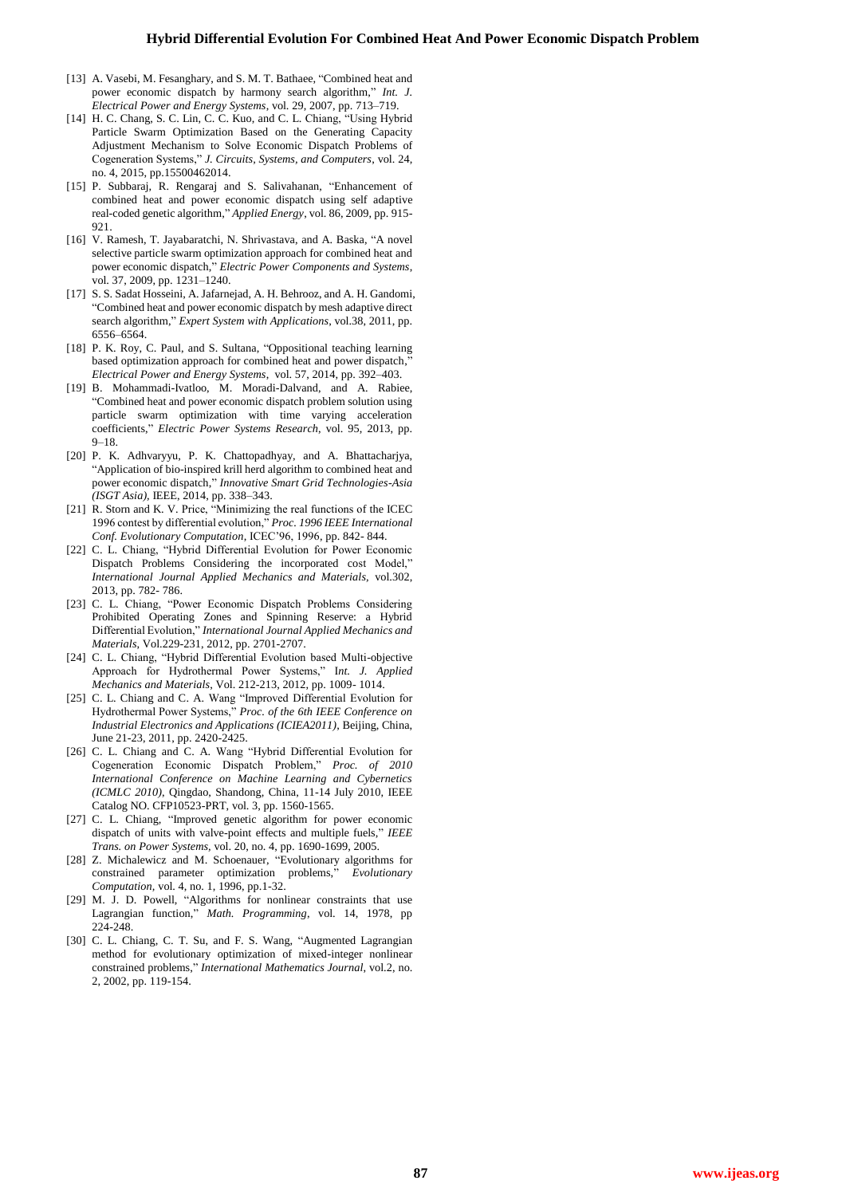[13] A. Vasebi, M. Fesanghary, and S. M. T. Bathaee, "Combined heat and power economic dispatch by harmony search algorithm," *Int. J. Electrical Power and Energy Systems*, vol. 29, 2007, pp. 713–719.

[14] H. C. Chang, S. C. Lin, C. C. Kuo, and C. L. Chiang, "Using Hybrid Particle Swarm Optimization Based on the Generating Capacity Adjustment Mechanism to Solve Economic Dispatch Problems of Cogeneration Systems," *J. Circuits, Systems, and Computers*, vol. 24, no. 4, 2015, pp.15500462014.

[15] P. Subbaraj, R. Rengaraj and S. Salivahanan, "Enhancement of combined heat and power economic dispatch using self adaptive real-coded genetic algorithm," *Applied Energy*, vol. 86, 2009, pp. 915-921.

[16] V. Ramesh, T. Jayabaratchi, N. Shrivastava, and A. Baska, "A novel selective particle swarm optimization approach for combined heat and power economic dispatch," *Electric Power Components and Systems*, vol. 37, 2009, pp. 1231–1240.

[17] S. S. Sadat Hosseini, A. Jafarnejad, A. H. Behrooz, and A. H. Gandomi, "Combined heat and power economic dispatch by mesh adaptive direct search algorithm," *Expert System with Applications*, vol.38, 2011, pp. 6556–6564.

[18] P. K. Roy, C. Paul, and S. Sultana, "Oppositional teaching learning based optimization approach for combined heat and power dispatch," *Electrical Power and Energy Systems*, vol. 57, 2014, pp. 392–403.

[19] B. Mohammadi-Ivatloo, M. Moradi-Dalvand, and A. Rabiee, "Combined heat and power economic dispatch problem solution using particle swarm optimization with time varying acceleration coefficients," *Electric Power Systems Research*, vol. 95, 2013, pp. 9–18.

[20] P. K. Adhvaryyu, P. K. Chattopadhyay, and A. Bhattacharjya, "Application of bio-inspired krill herd algorithm to combined heat and power economic dispatch," *Innovative Smart Grid Technologies-Asia (ISGT Asia)*, IEEE, 2014, pp. 338–343.

[21] R. Storn and K. V. Price, "Minimizing the real functions of the ICEC 1996 contest by differential evolution," *Proc. 1996 IEEE International Conf. Evolutionary Computation*, ICEC'96, 1996, pp. 842- 844.

[22] C. L. Chiang, "Hybrid Differential Evolution for Power Economic Dispatch Problems Considering the incorporated cost Model," *International Journal Applied Mechanics and Materials*, vol.302, 2013, pp. 782- 786.

[23] C. L. Chiang, "Power Economic Dispatch Problems Considering Prohibited Operating Zones and Spinning Reserve: a Hybrid Differential Evolution," *International Journal Applied Mechanics and Materials*, Vol.229-231, 2012, pp. 2701-2707.

[24] C. L. Chiang, "Hybrid Differential Evolution based Multi-objective Approach for Hydrothermal Power Systems," *Int. J. Applied Mechanics and Materials*, Vol. 212-213, 2012, pp. 1009- 1014.

[25] C. L. Chiang and C. A. Wang "Improved Differential Evolution for Hydrothermal Power Systems," *Proc. of the 6th IEEE Conference on Industrial Electronics and Applications (ICIEA2011)*, Beijing, China, June 21-23, 2011, pp. 2420-2425.

[26] C. L. Chiang and C. A. Wang "Hybrid Differential Evolution for Cogeneration Economic Dispatch Problem," *Proc. of 2010 International Conference on Machine Learning and Cybernetics (ICMLC 2010)*, Qingdao, Shandong, China, 11-14 July 2010, IEEE Catalog NO. CFP10523-PRT, vol. 3, pp. 1560-1565.

[27] C. L. Chiang, "Improved genetic algorithm for power economic dispatch of units with valve-point effects and multiple fuels," *IEEE Trans. on Power Systems*, vol. 20, no. 4, pp. 1690-1699, 2005.

[28] Z. Michalewicz and M. Schoenauer, "Evolutionary algorithms for constrained parameter optimization problems," *Evolutionary Computation*, vol. 4, no. 1, 1996, pp.1-32.

[29] M. J. D. Powell, "Algorithms for nonlinear constraints that use Lagrangian function," *Math. Programming*, vol. 14, 1978, pp 224-248.

[30] C. L. Chiang, C. T. Su, and F. S. Wang, "Augmented Lagrangian method for evolutionary optimization of mixed-integer nonlinear constrained problems," *International Mathematics Journal*, vol.2, no. 2, 2002, pp. 119-154.